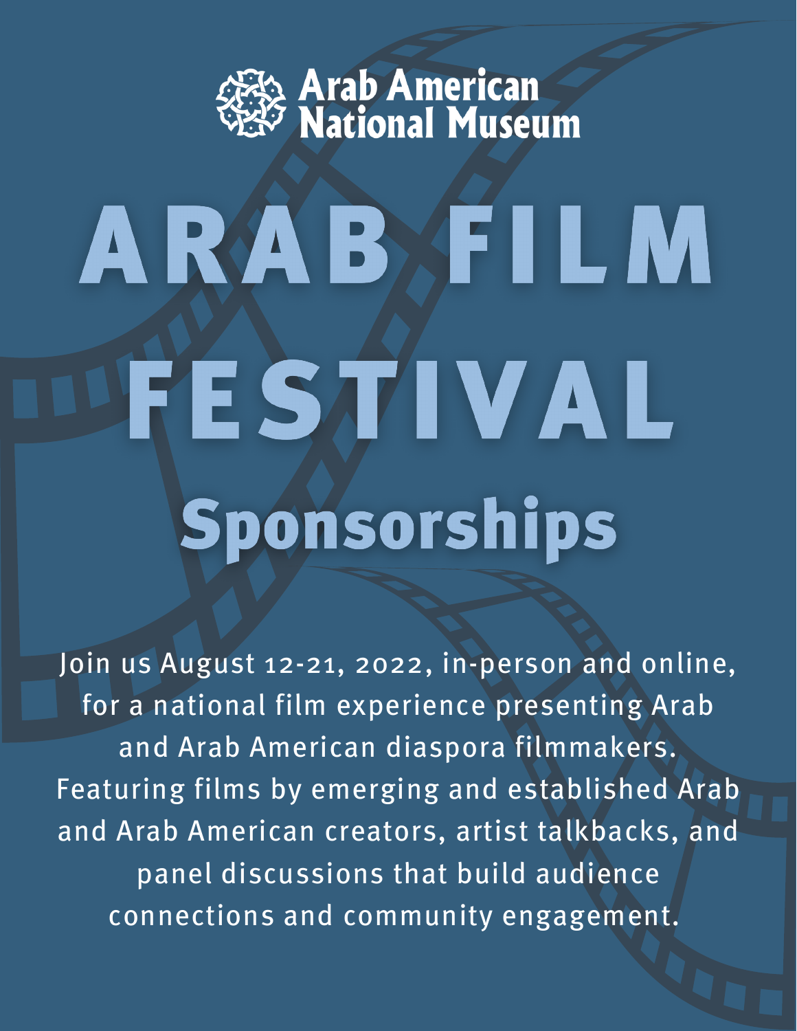Arab American National Museum

# ARAB FILM FESTIVAL

## Sponsorships

Join us August 12-21, 2022, in-person and online, for a national film experience presenting Arab and Arab American diaspora filmmakers. Featuring films by emerging and established Arab and Arab American creators, artist talkbacks, and panel discussions that build audience connections and community engagement.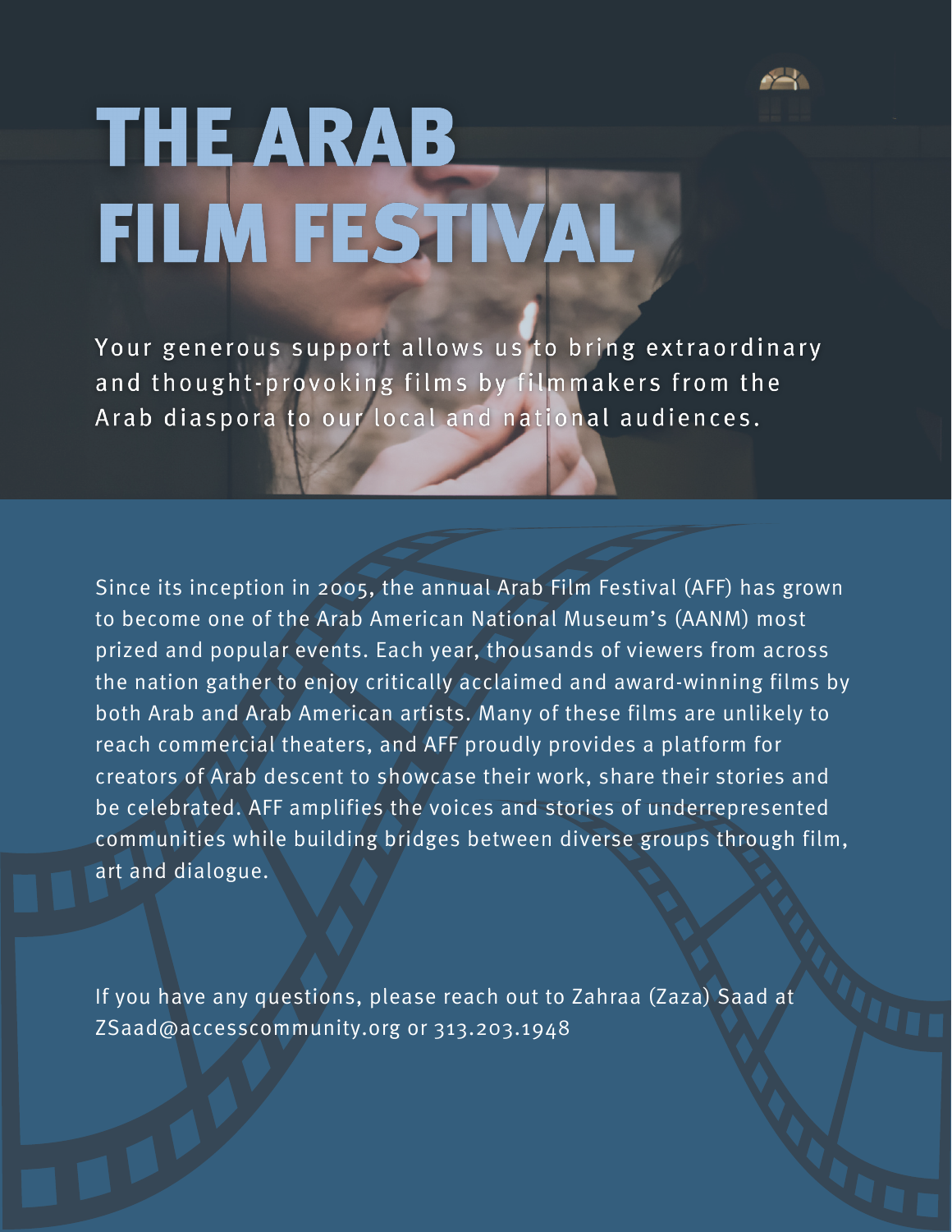# THE ARAB FILM FESTIVAL

Your generous support allows us to bring extraordinary and thought-provoking films by filmmakers from the Arab diaspora to our local and national audiences.

Since its inception in 2005, the annual Arab Film Festival (AFF) has grown to become one of the Arab American National Museum's (AANM) most prized and popular events. Each year, thousands of viewers from across the nation gather to enjoy critically acclaimed and award-winning films by both Arab and Arab American artists. Many of these films are unlikely to reach commercial theaters, and AFF proudly provides a platform for creators of Arab descent to showcase their work, share their stories and be celebrated. AFF amplifies the voices and stories of underrepresented communities while building bridges between diverse groups through film, art and dialogue.

If you have any questions, please reach out to Zahraa (Zaza) Saad at ZSaad@accesscommunity.org or 313.203.1948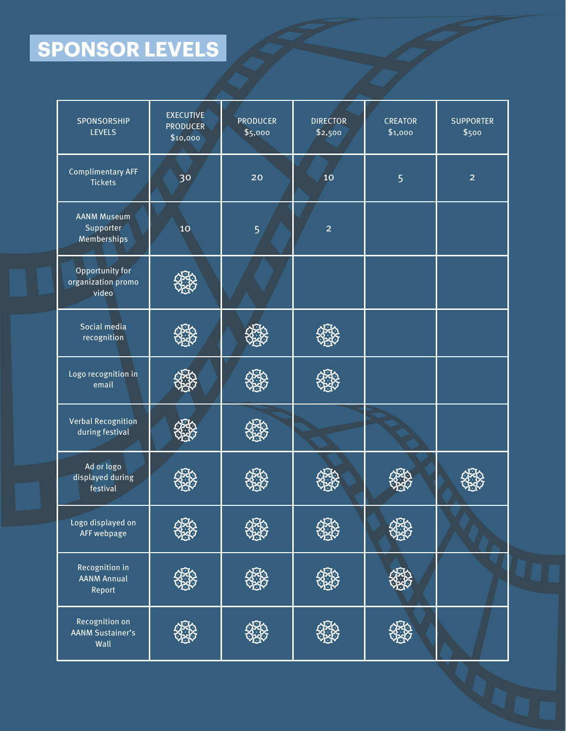# SPONSOR LEVELS

| SPONSORSHIP LEVELS | EXECUTIVE PRODUCER $10,000 | PRODUCER $5,000 | DIRECTOR $2,500 | CREATOR $1,000 | SUPPORTER $500 |
|---|---|---|---|---|---|
| Complimentary AFF Tickets | 30 | 20 | 10 | 5 | 2 |
| AANM Museum Supporter Memberships | 10 | 5 | 2 | | |
| Opportunity for organization promo video | ✓ | | | | |
| Social media recognition | ✓ | ✓ | ✓ | | |
| Logo recognition in email | ✓ | ✓ | ✓ | | |
| Verbal Recognition during festival | ✓ | ✓ | | | |
| Ad or logo displayed during festival | ✓ | ✓ | ✓ | ✓ | ✓ |
| Logo displayed on AFF webpage | ✓ | ✓ | ✓ | ✓ | |
| Recognition in AANM Annual Report | ✓ | ✓ | ✓ | ✓ | |
| Recognition on AANM Sustainer's Wall | ✓ | ✓ | ✓ | ✓ | |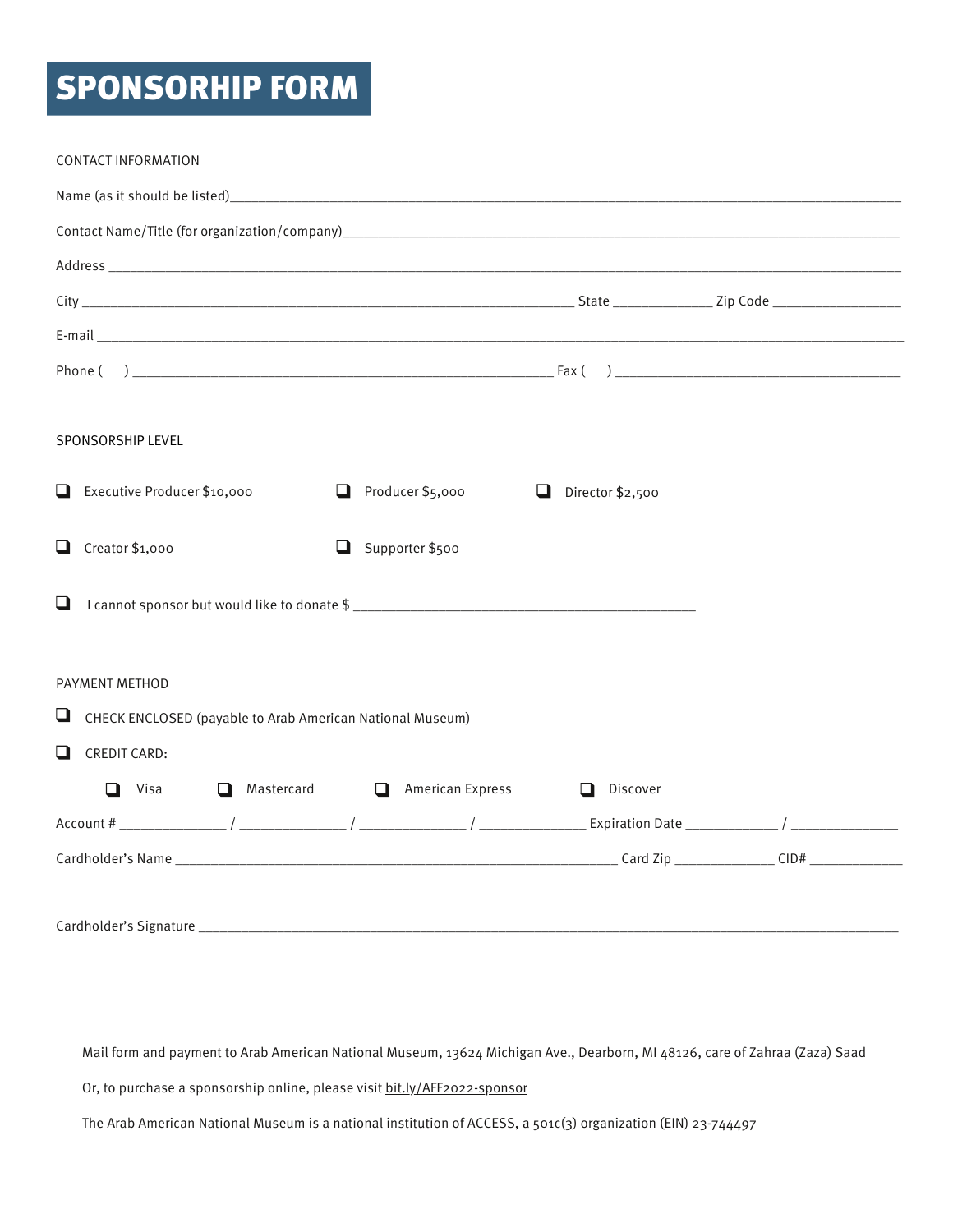# SPONSORHIP FORM

CONTACT INFORMATION

Name (as it should be listed)\_\_\_\_\_\_\_\_\_\_\_\_\_\_\_\_\_\_\_\_\_\_\_\_\_\_\_\_\_\_\_\_\_\_\_\_\_\_\_\_

Contact Name/Title (for organization/company)\_\_\_\_\_\_\_\_\_\_\_\_\_\_\_\_\_\_\_\_\_\_\_\_\_\_\_\_\_\_\_\_

Address \_\_\_\_\_\_\_\_\_\_\_\_\_\_\_\_\_\_\_\_\_\_\_\_\_\_\_\_\_\_\_\_\_\_\_\_\_\_\_\_\_\_\_\_\_\_\_\_

City \_\_\_\_\_\_\_\_\_\_\_\_\_\_\_\_\_\_\_\_\_\_\_\_\_\_\_\_ State \_\_\_\_\_\_\_\_ Zip Code \_\_\_\_\_\_\_\_\_\_

E-mail \_\_\_\_\_\_\_\_\_\_\_\_\_\_\_\_\_\_\_\_\_\_\_\_\_\_\_\_\_\_\_\_\_\_\_\_\_\_\_\_\_\_\_\_\_\_\_\_

Phone (     ) \_\_\_\_\_\_\_\_\_\_\_\_\_\_\_\_\_\_\_\_\_\_\_\_\_\_ Fax (     ) \_\_\_\_\_\_\_\_\_\_\_\_\_\_\_\_\_\_\_\_

SPONSORSHIP LEVEL

- ❑ Executive Producer $10,000
- ❑ Producer $5,000
- ❑ Director $2,500
- ❑ Creator $1,000
- ❑ Supporter $500
- ❑ I cannot sponsor but would like to donate $ \_\_\_\_\_\_\_\_\_\_\_\_\_\_\_\_\_\_\_\_\_\_\_\_

PAYMENT METHOD

- ❑ CHECK ENCLOSED (payable to Arab American National Museum)
- ❑ CREDIT CARD:
  - ❑ Visa
  - ❑ Mastercard
  - ❑ American Express
  - ❑ Discover

Account # \_\_\_\_\_\_\_\_ / \_\_\_\_\_\_\_\_ / \_\_\_\_\_\_\_\_ / \_\_\_\_\_\_\_\_ Expiration Date \_\_\_\_\_\_\_ / \_\_\_\_\_\_\_\_

Cardholder's Name \_\_\_\_\_\_\_\_\_\_\_\_\_\_\_\_\_\_\_\_\_\_\_\_\_\_\_\_\_\_ Card Zip \_\_\_\_\_\_\_ CID# \_\_\_\_\_\_\_

Cardholder's Signature \_\_\_\_\_\_\_\_\_\_\_\_\_\_\_\_\_\_\_\_\_\_\_\_\_\_\_\_\_\_\_\_\_\_\_\_\_\_\_\_\_\_\_\_\_\_

Mail form and payment to Arab American National Museum, 13624 Michigan Ave., Dearborn, MI 48126, care of Zahraa (Zaza) Saad

Or, to purchase a sponsorship online, please visit bit.ly/AFF2022-sponsor

The Arab American National Museum is a national institution of ACCESS, a 501c(3) organization (EIN) 23-744497